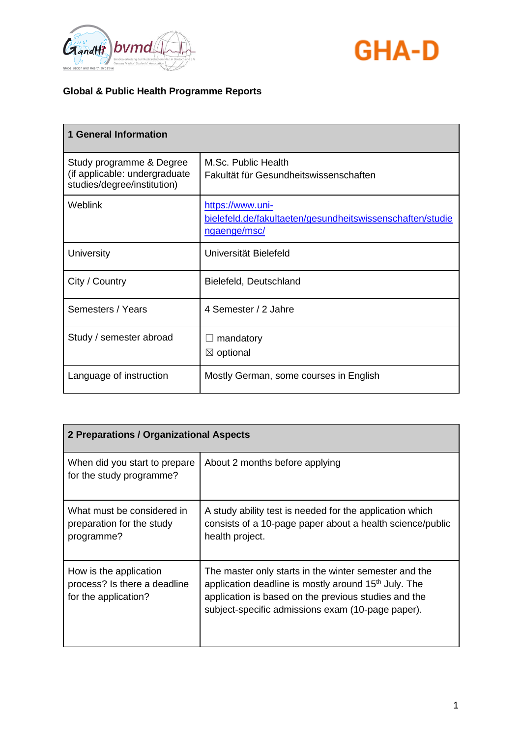**Global & Public Health Programme Reports**

| 1 General Information | |
|---|---|
| Study programme & Degree (if applicable: undergraduate studies/degree/institution) | M.Sc. Public Health<br>Fakultät für Gesundheitswissenschaften |
| Weblink | https://www.uni-bielefeld.de/fakultaeten/gesundheitswissenschaften/studiengaenge/msc/ |
| University | Universität Bielefeld |
| City / Country | Bielefeld, Deutschland |
| Semesters / Years | 4 Semester / 2 Jahre |
| Study / semester abroad | ☐ mandatory<br>☒ optional |
| Language of instruction | Mostly German, some courses in English |

| 2 Preparations / Organizational Aspects | |
|---|---|
| When did you start to prepare for the study programme? | About 2 months before applying |
| What must be considered in preparation for the study programme? | A study ability test is needed for the application which consists of a 10-page paper about a health science/public health project. |
| How is the application process? Is there a deadline for the application? | The master only starts in the winter semester and the application deadline is mostly around 15th July. The application is based on the previous studies and the subject-specific admissions exam (10-page paper). |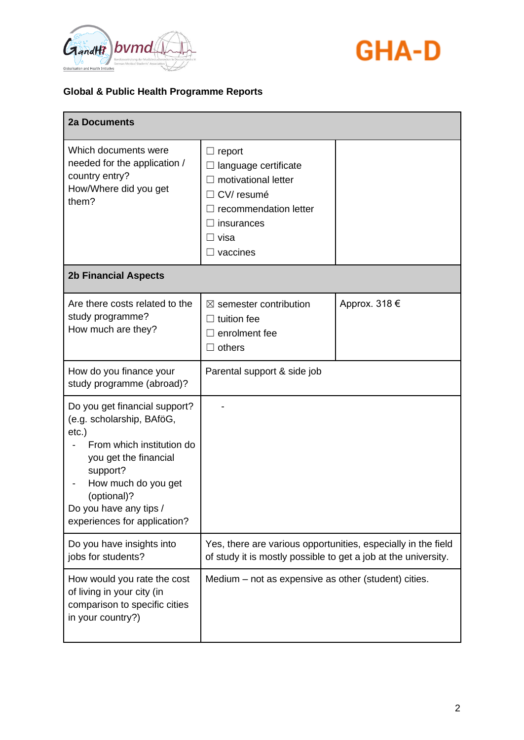**Global & Public Health Programme Reports**

| 2a Documents | | |
|---|---|---|
| Which documents were needed for the application / country entry?<br>How/Where did you get them? | ☐ report<br>☐ language certificate<br>☐ motivational letter<br>☐ CV/ resumé<br>☐ recommendation letter<br>☐ insurances<br>☐ visa<br>☐ vaccines | |
| **2b Financial Aspects** | | |
| Are there costs related to the study programme?<br>How much are they? | ☒ semester contribution<br>☐ tuition fee<br>☐ enrolment fee<br>☐ others | Approx. 318 € |
| How do you finance your study programme (abroad)? | Parental support & side job | |
| Do you get financial support? (e.g. scholarship, BAföG, etc.)<br>- From which institution do you get the financial support?<br>- How much do you get (optional)?<br>Do you have any tips / experiences for application? | - | |
| Do you have insights into jobs for students? | Yes, there are various opportunities, especially in the field of study it is mostly possible to get a job at the university. | |
| How would you rate the cost of living in your city (in comparison to specific cities in your country?) | Medium – not as expensive as other (student) cities. | |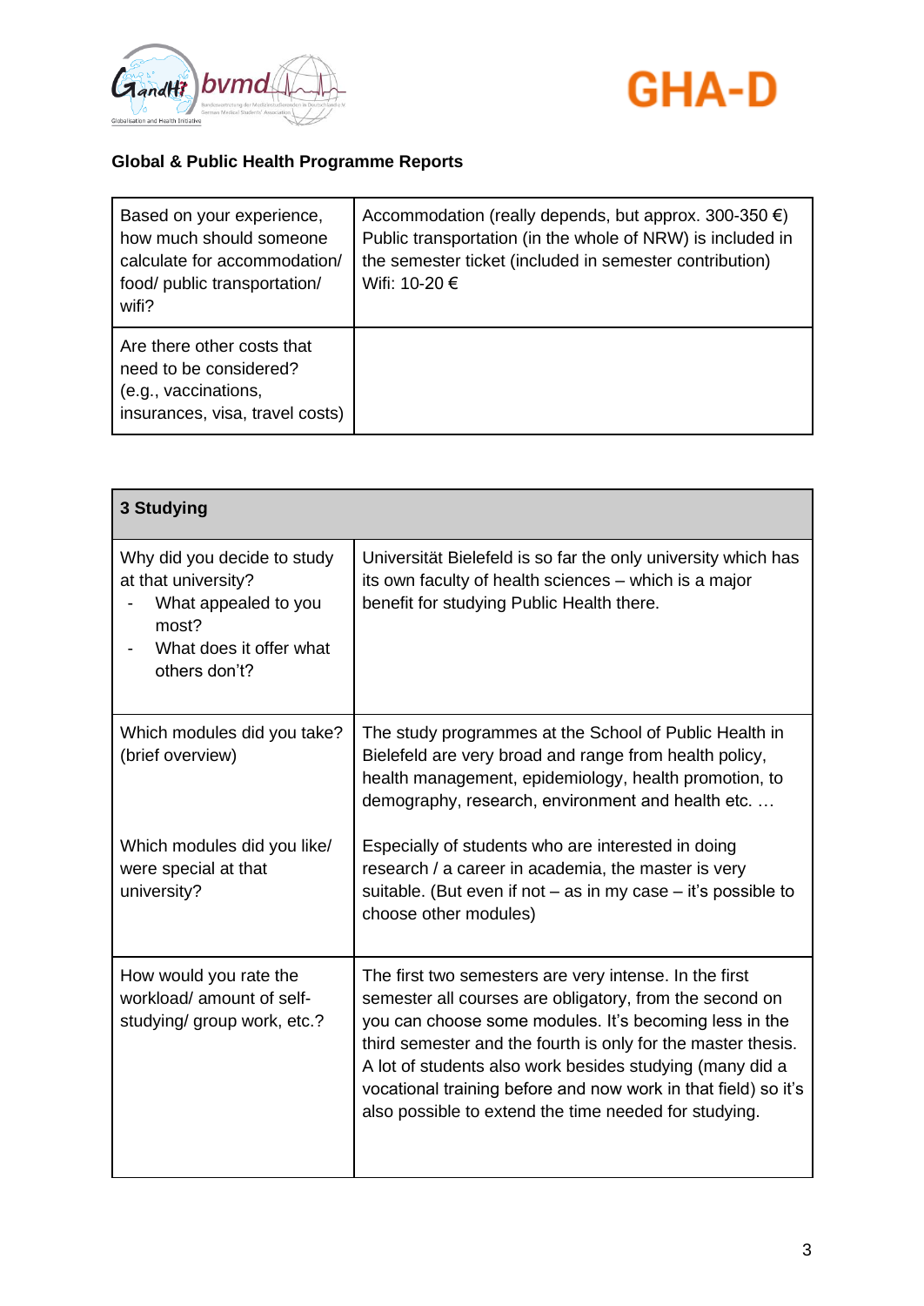**Global & Public Health Programme Reports**

| | |
|---|---|
| Based on your experience, how much should someone calculate for accommodation/ food/ public transportation/ wifi? | Accommodation (really depends, but approx. 300-350 €)<br>Public transportation (in the whole of NRW) is included in the semester ticket (included in semester contribution)<br>Wifi: 10-20 € |
| Are there other costs that need to be considered? (e.g., vaccinations, insurances, visa, travel costs) | |

| **3 Studying** | |
|---|---|
| Why did you decide to study at that university?<br>- What appealed to you most?<br>- What does it offer what others don't? | Universität Bielefeld is so far the only university which has its own faculty of health sciences – which is a major benefit for studying Public Health there. |
| Which modules did you take? (brief overview)<br><br>Which modules did you like/ were special at that university? | The study programmes at the School of Public Health in Bielefeld are very broad and range from health policy, health management, epidemiology, health promotion, to demography, research, environment and health etc. …<br><br>Especially of students who are interested in doing research / a career in academia, the master is very suitable. (But even if not – as in my case – it's possible to choose other modules) |
| How would you rate the workload/ amount of self-studying/ group work, etc.? | The first two semesters are very intense. In the first semester all courses are obligatory, from the second on you can choose some modules. It's becoming less in the third semester and the fourth is only for the master thesis. A lot of students also work besides studying (many did a vocational training before and now work in that field) so it's also possible to extend the time needed for studying. |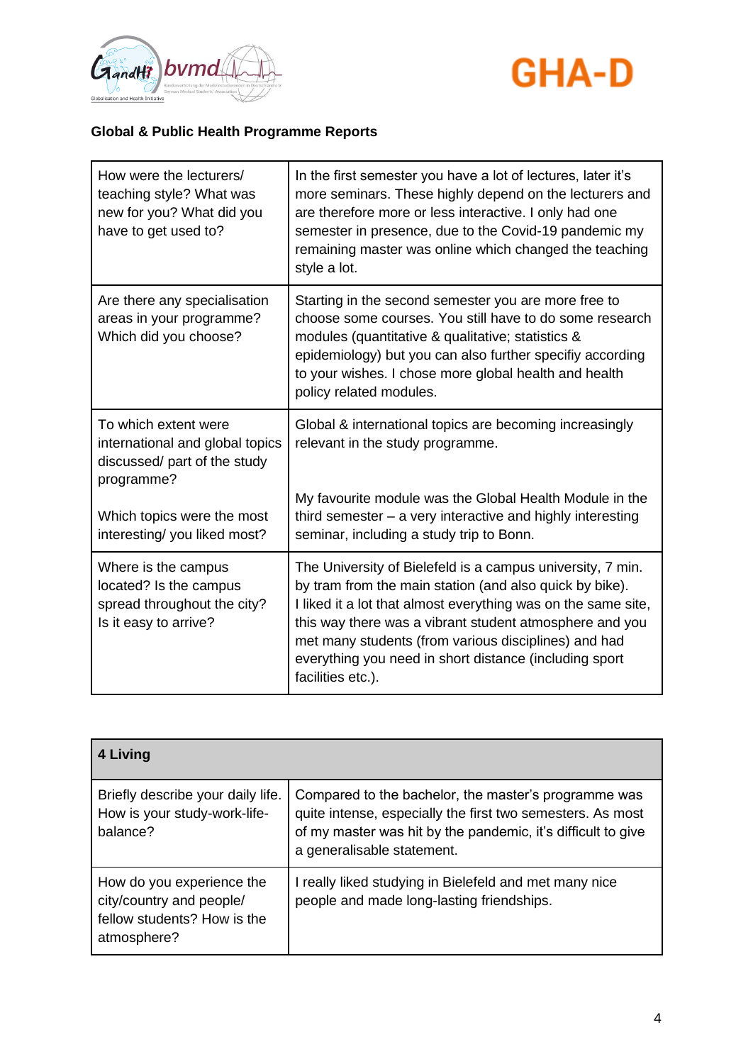**Global & Public Health Programme Reports**

| How were the lecturers/ teaching style? What was new for you? What did you have to get used to? | In the first semester you have a lot of lectures, later it's more seminars. These highly depend on the lecturers and are therefore more or less interactive. I only had one semester in presence, due to the Covid-19 pandemic my remaining master was online which changed the teaching style a lot. |
|---|---|
| Are there any specialisation areas in your programme? Which did you choose? | Starting in the second semester you are more free to choose some courses. You still have to do some research modules (quantitative & qualitative; statistics & epidemiology) but you can also further specifiy according to your wishes. I chose more global health and health policy related modules. |
| To which extent were international and global topics discussed/ part of the study programme?<br><br>Which topics were the most interesting/ you liked most? | Global & international topics are becoming increasingly relevant in the study programme.<br><br>My favourite module was the Global Health Module in the third semester – a very interactive and highly interesting seminar, including a study trip to Bonn. |
| Where is the campus located? Is the campus spread throughout the city? Is it easy to arrive? | The University of Bielefeld is a campus university, 7 min. by tram from the main station (and also quick by bike). I liked it a lot that almost everything was on the same site, this way there was a vibrant student atmosphere and you met many students (from various disciplines) and had everything you need in short distance (including sport facilities etc.). |

| **4 Living** | |
|---|---|
| Briefly describe your daily life. How is your study-work-life-balance? | Compared to the bachelor, the master's programme was quite intense, especially the first two semesters. As most of my master was hit by the pandemic, it's difficult to give a generalisable statement. |
| How do you experience the city/country and people/ fellow students? How is the atmosphere? | I really liked studying in Bielefeld and met many nice people and made long-lasting friendships. |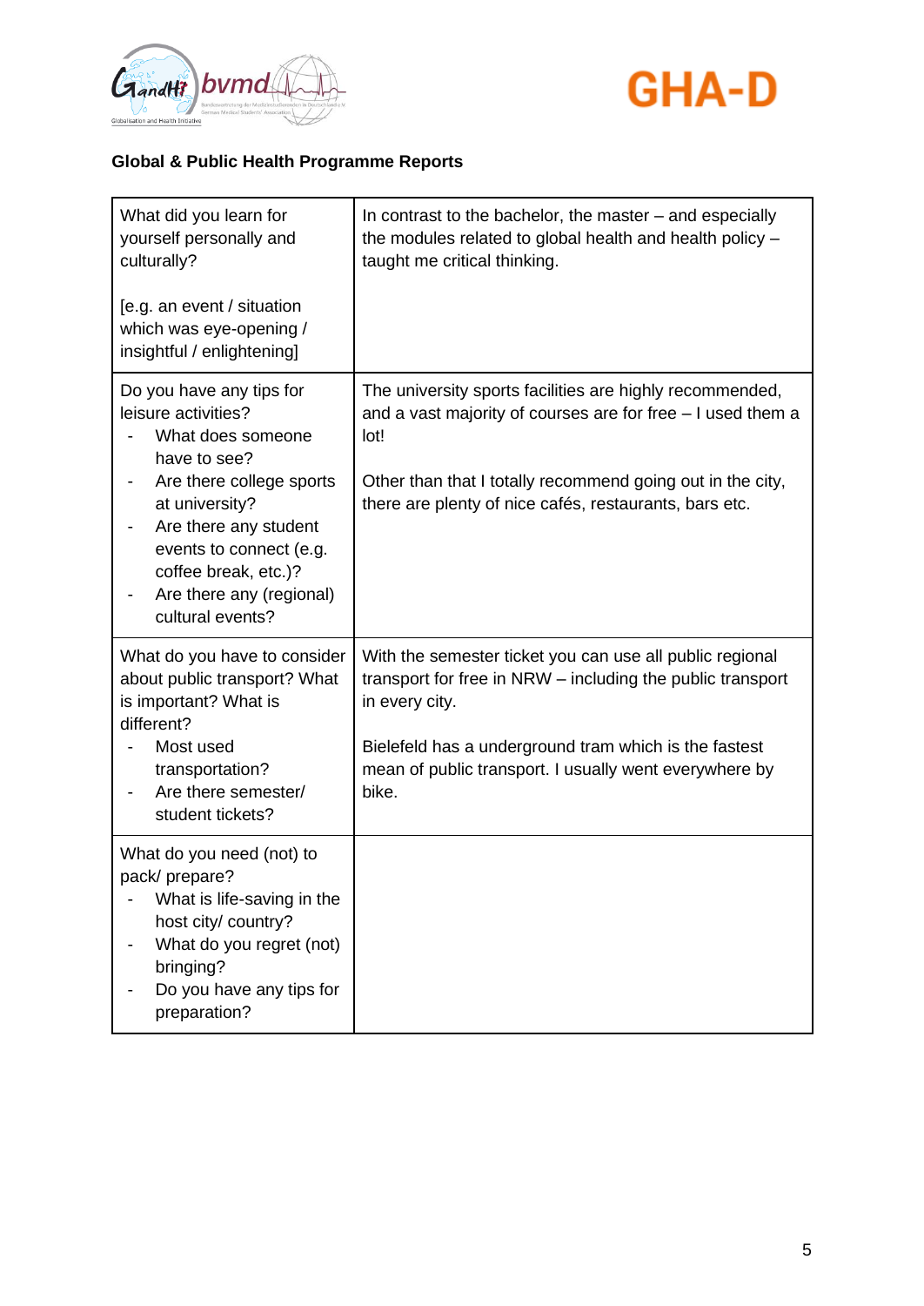**Global & Public Health Programme Reports**

| What did you learn for yourself personally and culturally?<br><br>[e.g. an event / situation which was eye-opening / insightful / enlightening] | In contrast to the bachelor, the master – and especially the modules related to global health and health policy – taught me critical thinking. |
|---|---|
| Do you have any tips for leisure activities?<br>- What does someone have to see?<br>- Are there college sports at university?<br>- Are there any student events to connect (e.g. coffee break, etc.)?<br>- Are there any (regional) cultural events? | The university sports facilities are highly recommended, and a vast majority of courses are for free – I used them a lot!<br><br>Other than that I totally recommend going out in the city, there are plenty of nice cafés, restaurants, bars etc. |
| What do you have to consider about public transport? What is important? What is different?<br>- Most used transportation?<br>- Are there semester/ student tickets? | With the semester ticket you can use all public regional transport for free in NRW – including the public transport in every city.<br><br>Bielefeld has a underground tram which is the fastest mean of public transport. I usually went everywhere by bike. |
| What do you need (not) to pack/ prepare?<br>- What is life-saving in the host city/ country?<br>- What do you regret (not) bringing?<br>- Do you have any tips for preparation? | |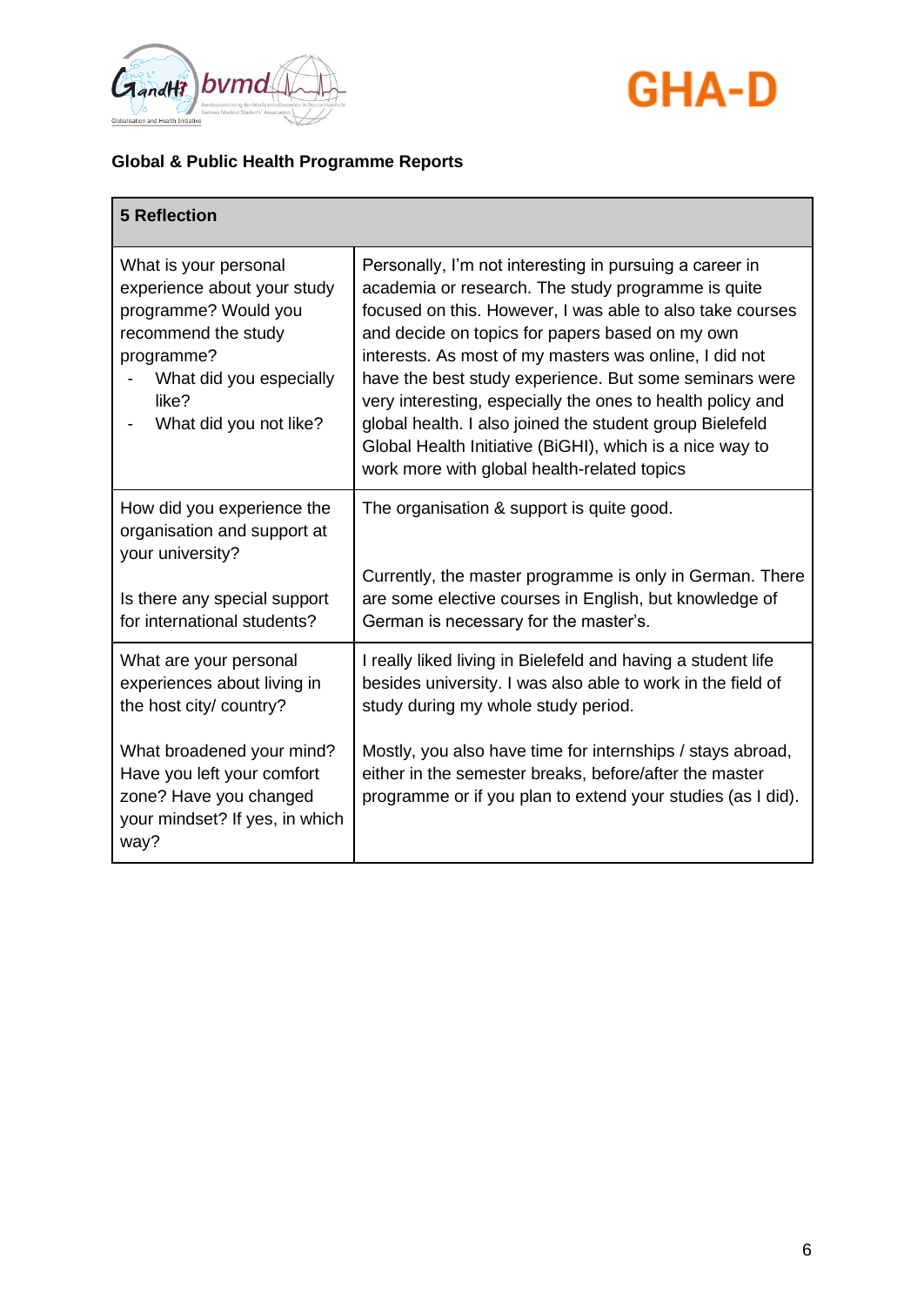**Global & Public Health Programme Reports**

| 5 Reflection | |
|---|---|
| What is your personal experience about your study programme? Would you recommend the study programme?<br>- What did you especially like?<br>- What did you not like? | Personally, I'm not interesting in pursuing a career in academia or research. The study programme is quite focused on this. However, I was able to also take courses and decide on topics for papers based on my own interests. As most of my masters was online, I did not have the best study experience. But some seminars were very interesting, especially the ones to health policy and global health. I also joined the student group Bielefeld Global Health Initiative (BiGHI), which is a nice way to work more with global health-related topics |
| How did you experience the organisation and support at your university?<br><br>Is there any special support for international students? | The organisation & support is quite good.<br><br>Currently, the master programme is only in German. There are some elective courses in English, but knowledge of German is necessary for the master's. |
| What are your personal experiences about living in the host city/ country?<br><br>What broadened your mind? Have you left your comfort zone? Have you changed your mindset? If yes, in which way? | I really liked living in Bielefeld and having a student life besides university. I was also able to work in the field of study during my whole study period.<br><br>Mostly, you also have time for internships / stays abroad, either in the semester breaks, before/after the master programme or if you plan to extend your studies (as I did). |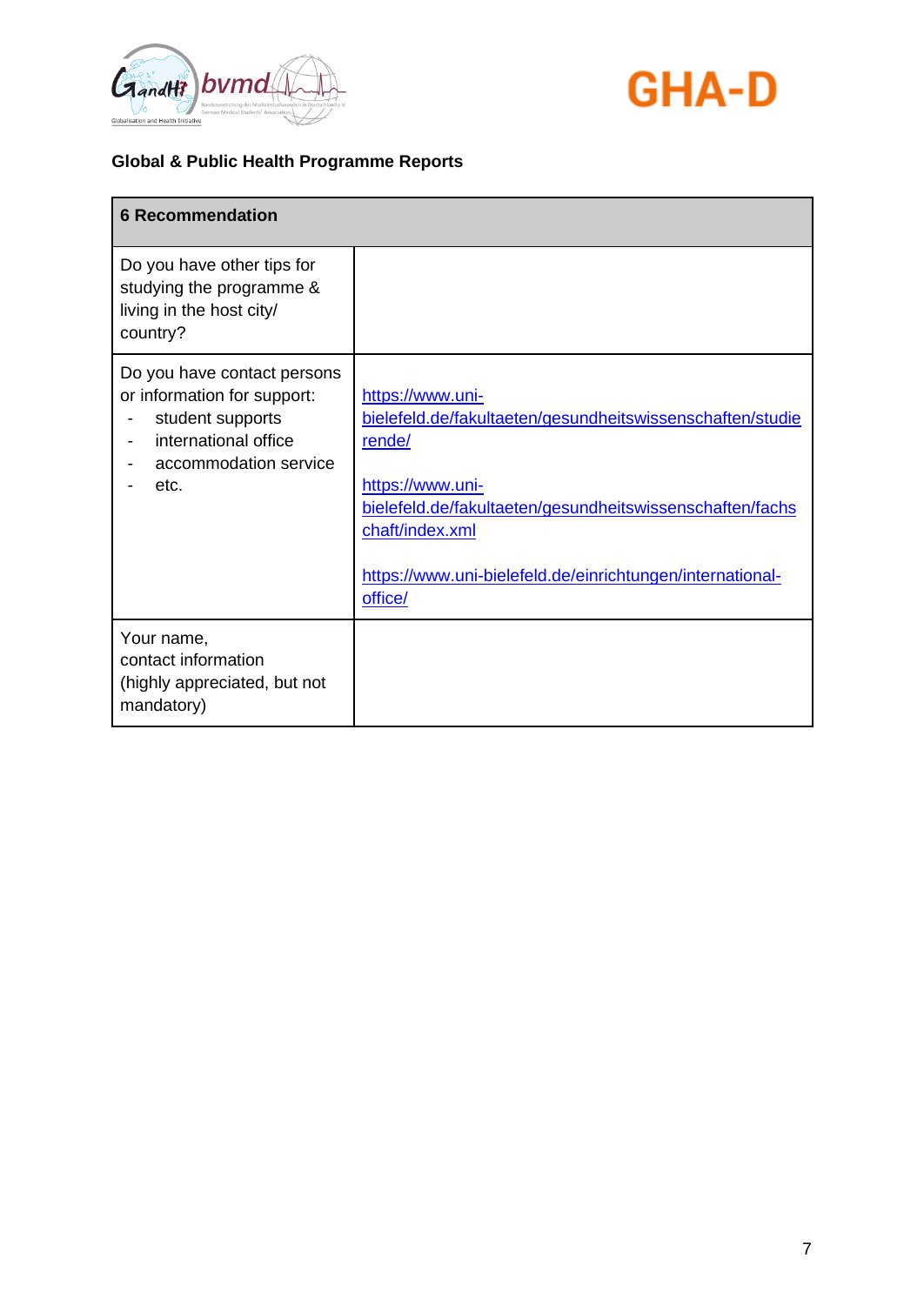**Global & Public Health Programme Reports**

| **6 Recommendation** | |
|---|---|
| Do you have other tips for studying the programme & living in the host city/ country? | |
| Do you have contact persons or information for support:<br>- student supports<br>- international office<br>- accommodation service<br>- etc. | https://www.uni-bielefeld.de/fakultaeten/gesundheitswissenschaften/studierende/<br><br>https://www.uni-bielefeld.de/fakultaeten/gesundheitswissenschaften/fachschaft/index.xml<br><br>https://www.uni-bielefeld.de/einrichtungen/international-office/ |
| Your name,<br>contact information<br>(highly appreciated, but not mandatory) | |